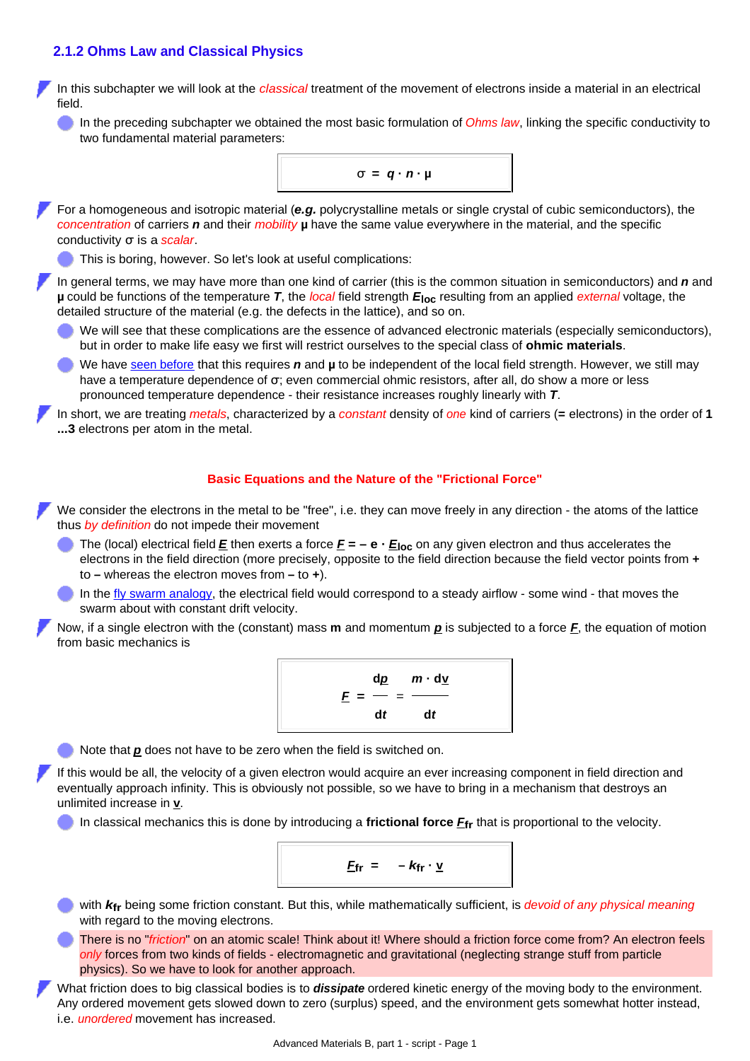## 2.1.2 Ohms Law and Classical Physics

- In this subchapter we will look at the *classical* treatment of the movement of electrons inside a material in an electrical field.
  - In the preceding subchapter we obtained the most basic formulation of *Ohms law*, linking the specific conductivity to two fundamental material parameters:

$$\sigma = q \cdot n \cdot \mu$$

- For a homogeneous and isotropic material (***e.g.*** polycrystalline metals or single crystal of cubic semiconductors), the *concentration* of carriers $n$ and their *mobility* $\mu$ have the same value everywhere in the material, and the specific conductivity $\sigma$ is a *scalar*.
  - This is boring, however. So let's look at useful complications:
- In general terms, we may have more than one kind of carrier (this is the common situation in semiconductors) and $n$ and $\mu$ could be functions of the temperature $T$, the *local* field strength $E_{loc}$ resulting from an applied *external* voltage, the detailed structure of the material (e.g. the defects in the lattice), and so on.
  - We will see that these complications are the essence of advanced electronic materials (especially semiconductors), but in order to make life easy we first will restrict ourselves to the special class of **ohmic materials**.
  - We have seen before that this requires $n$ and $\mu$ to be independent of the local field strength. However, we still may have a temperature dependence of $\sigma$; even commercial ohmic resistors, after all, do show a more or less pronounced temperature dependence - their resistance increases roughly linearly with $T$.
- In short, we are treating *metals*, characterized by a *constant* density of *one* kind of carriers (= electrons) in the order of **1 ...3** electrons per atom in the metal.

### Basic Equations and the Nature of the "Frictional Force"

- We consider the electrons in the metal to be "free", i.e. they can move freely in any direction - the atoms of the lattice thus *by definition* do not impede their movement
  - The (local) electrical field $\underline{E}$ then exerts a force $\underline{F} = -e \cdot \underline{E}_{loc}$ on any given electron and thus accelerates the electrons in the field direction (more precisely, opposite to the field direction because the field vector points from **+** to **–** whereas the electron moves from **–** to **+**).
  - In the fly swarm analogy, the electrical field would correspond to a steady airflow - some wind - that moves the swarm about with constant drift velocity.
- Now, if a single electron with the (constant) mass **m** and momentum $\underline{p}$ is subjected to a force $\underline{F}$, the equation of motion from basic mechanics is

$$\underline{F} = \frac{d\underline{p}}{dt} = \frac{m \cdot d\underline{v}}{dt}$$

  - Note that $\underline{p}$ does not have to be zero when the field is switched on.
- If this would be all, the velocity of a given electron would acquire an ever increasing component in field direction and eventually approach infinity. This is obviously not possible, so we have to bring in a mechanism that destroys an unlimited increase in $\underline{v}$.
  - In classical mechanics this is done by introducing a **frictional force** $\underline{F}_{fr}$ that is proportional to the velocity.

$$\underline{F}_{fr} = -k_{fr} \cdot \underline{v}$$

  - with $k_{fr}$ being some friction constant. But this, while mathematically sufficient, is *devoid of any physical meaning* with regard to the moving electrons.
  - There is no "*friction*" on an atomic scale! Think about it! Where should a friction force come from? An electron feels *only* forces from two kinds of fields - electromagnetic and gravitational (neglecting strange stuff from particle physics). So we have to look for another approach.
- What friction does to big classical bodies is to ***dissipate*** ordered kinetic energy of the moving body to the environment. Any ordered movement gets slowed down to zero (surplus) speed, and the environment gets somewhat hotter instead, i.e. *unordered* movement has increased.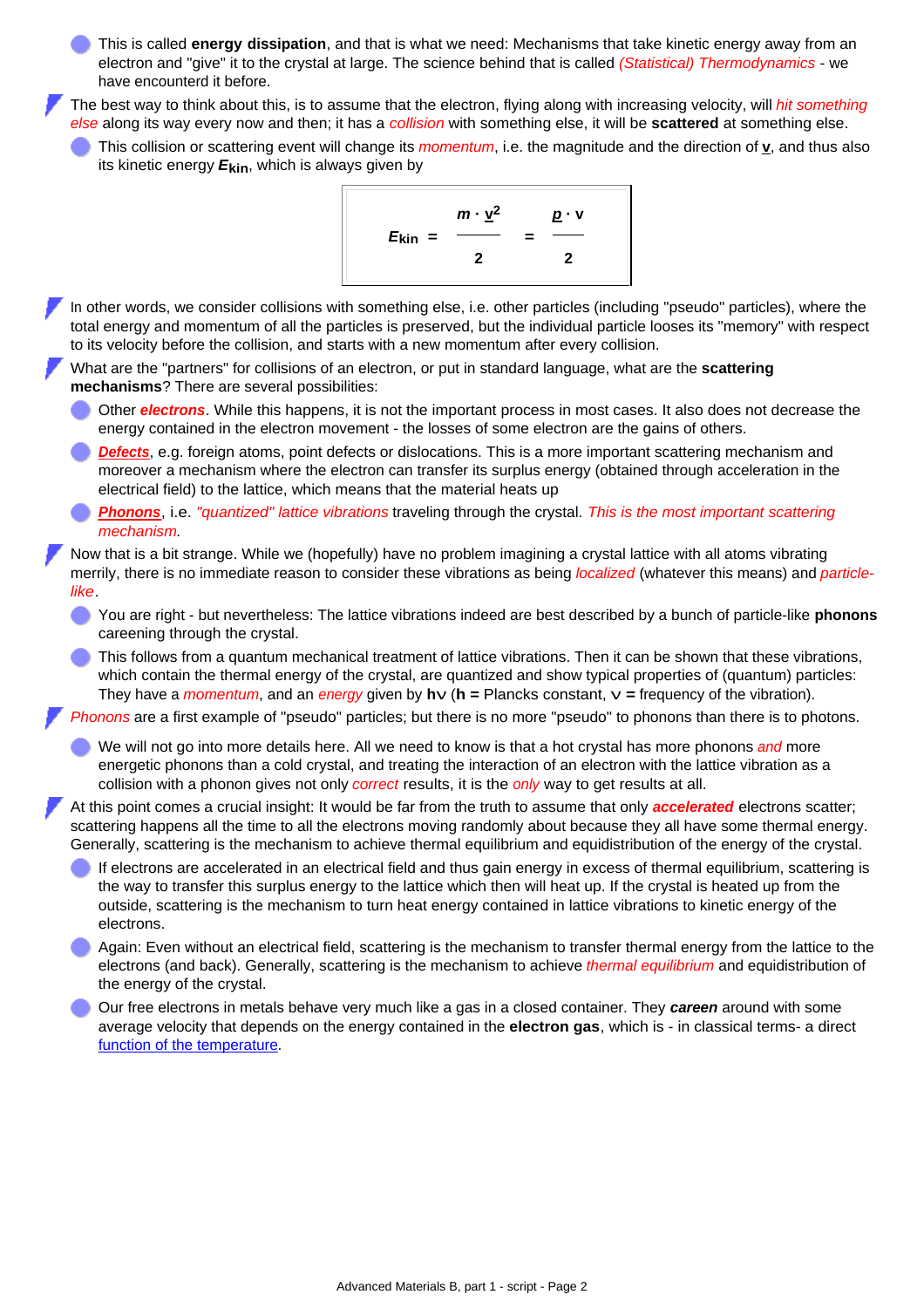- This is called **energy dissipation**, and that is what we need: Mechanisms that take kinetic energy away from an electron and "give" it to the crystal at large. The science behind that is called *(Statistical) Thermodynamics* - we have encounterd it before.

The best way to think about this, is to assume that the electron, flying along with increasing velocity, will *hit something else* along its way every now and then; it has a *collision* with something else, it will be **scattered** at something else.

- This collision or scattering event will change its *momentum*, i.e. the magnitude and the direction of **v**, and thus also its kinetic energy $E_{kin}$, which is always given by

$$E_{kin} = \frac{m \cdot \underline{v}^2}{2} = \frac{\underline{p} \cdot v}{2}$$

In other words, we consider collisions with something else, i.e. other particles (including "pseudo" particles), where the total energy and momentum of all the particles is preserved, but the individual particle looses its "memory" with respect to its velocity before the collision, and starts with a new momentum after every collision.

What are the "partners" for collisions of an electron, or put in standard language, what are the **scattering mechanisms**? There are several possibilities:

- Other ***electrons***. While this happens, it is not the important process in most cases. It also does not decrease the energy contained in the electron movement - the losses of some electron are the gains of others.
- ***Defects***, e.g. foreign atoms, point defects or dislocations. This is a more important scattering mechanism and moreover a mechanism where the electron can transfer its surplus energy (obtained through acceleration in the electrical field) to the lattice, which means that the material heats up
- ***Phonons***, i.e. *"quantized" lattice vibrations* traveling through the crystal. *This is the most important scattering mechanism.*

Now that is a bit strange. While we (hopefully) have no problem imagining a crystal lattice with all atoms vibrating merrily, there is no immediate reason to consider these vibrations as being *localized* (whatever this means) and *particle-like*.

- You are right - but nevertheless: The lattice vibrations indeed are best described by a bunch of particle-like **phonons** careening through the crystal.
- This follows from a quantum mechanical treatment of lattice vibrations. Then it can be shown that these vibrations, which contain the thermal energy of the crystal, are quantized and show typical properties of (quantum) particles: They have a *momentum*, and an *energy* given by **h**$\nu$ (**h =** Plancks constant, $\nu$ **=** frequency of the vibration).

*Phonons* are a first example of "pseudo" particles; but there is no more "pseudo" to phonons than there is to photons.

- We will not go into more details here. All we need to know is that a hot crystal has more phonons *and* more energetic phonons than a cold crystal, and treating the interaction of an electron with the lattice vibration as a collision with a phonon gives not only *correct* results, it is the *only* way to get results at all.

At this point comes a crucial insight: It would be far from the truth to assume that only ***accelerated*** electrons scatter; scattering happens all the time to all the electrons moving randomly about because they all have some thermal energy. Generally, scattering is the mechanism to achieve thermal equilibrium and equidistribution of the energy of the crystal.

- If electrons are accelerated in an electrical field and thus gain energy in excess of thermal equilibrium, scattering is the way to transfer this surplus energy to the lattice which then will heat up. If the crystal is heated up from the outside, scattering is the mechanism to turn heat energy contained in lattice vibrations to kinetic energy of the electrons.
- Again: Even without an electrical field, scattering is the mechanism to transfer thermal energy from the lattice to the electrons (and back). Generally, scattering is the mechanism to achieve *thermal equilibrium* and equidistribution of the energy of the crystal.
- Our free electrons in metals behave very much like a gas in a closed container. They ***careen*** around with some average velocity that depends on the energy contained in the **electron gas**, which is - in classical terms- a direct function of the temperature.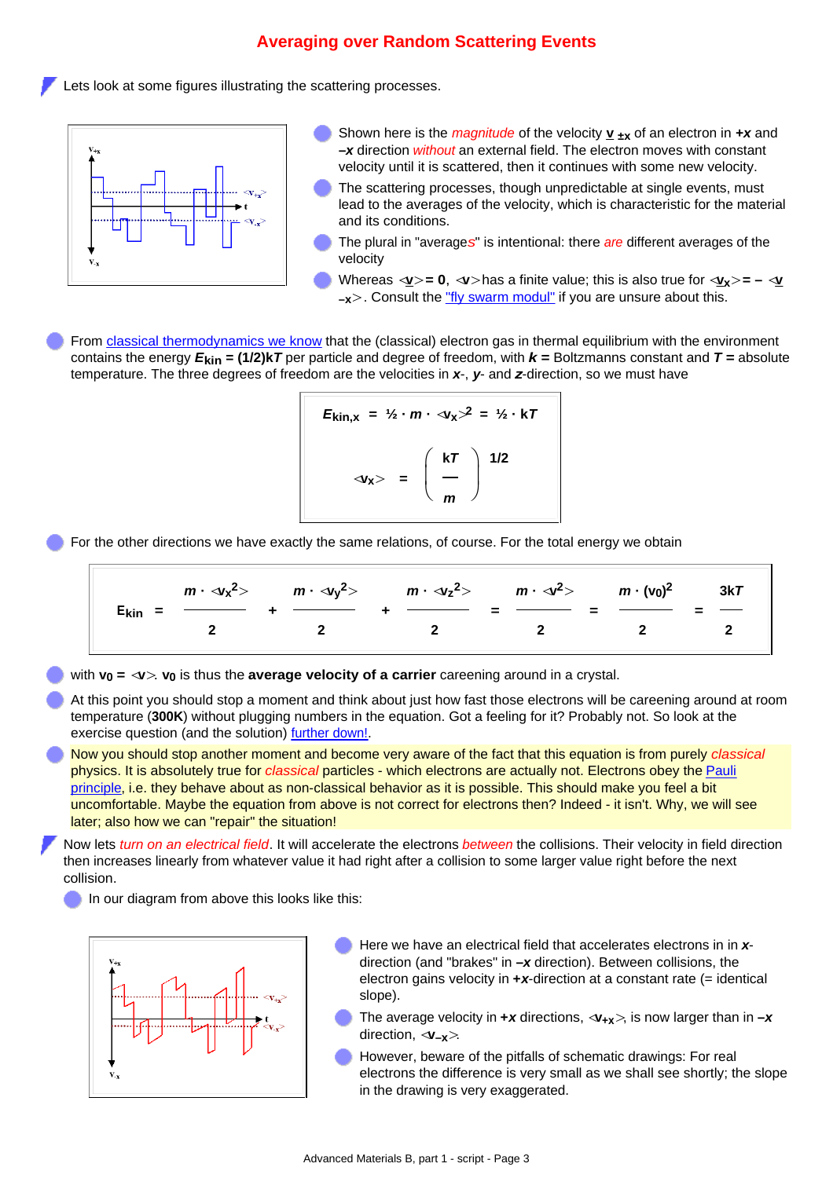# Averaging over Random Scattering Events

Lets look at some figures illustrating the scattering processes.

- Shown here is the *magnitude* of the velocity $\underline{v}_{\pm x}$ of an electron in $+x$ and $-x$ direction *without* an external field. The electron moves with constant velocity until it is scattered, then it continues with some new velocity.
- The scattering processes, though unpredictable at single events, must lead to the averages of the velocity, which is characteristic for the material and its conditions.
- The plural in "average*s*" is intentional: there *are* different averages of the velocity
- Whereas $\langle \underline{v} \rangle = 0$, $\langle v \rangle$ has a finite value; this is also true for $\langle \underline{v}_x \rangle = -\langle \underline{v}_{-x} \rangle$. Consult the "fly swarm modul" if you are unsure about this.

- From classical thermodynamics we know that the (classical) electron gas in thermal equilibrium with the environment contains the energy $E_{kin} = (1/2)kT$ per particle and degree of freedom, with $k$ = Boltzmanns constant and $T$ = absolute temperature. The three degrees of freedom are the velocities in $x$-, $y$- and $z$-direction, so we must have

$$E_{kin,x} = \tfrac{1}{2} \cdot m \cdot \langle v_x \rangle^2 = \tfrac{1}{2} \cdot kT$$

$$\langle v_x \rangle = \left( \frac{kT}{m} \right)^{1/2}$$

- For the other directions we have exactly the same relations, of course. For the total energy we obtain

$$E_{kin} = \frac{m \cdot \langle v_x^2 \rangle}{2} + \frac{m \cdot \langle v_y^2 \rangle}{2} + \frac{m \cdot \langle v_z^2 \rangle}{2} = \frac{m \cdot \langle v^2 \rangle}{2} = \frac{m \cdot (v_0)^2}{2} = \frac{3kT}{2}$$

- with $v_0 = \langle v \rangle$. $v_0$ is thus the **average velocity of a carrier** careening around in a crystal.
- At this point you should stop a moment and think about just how fast those electrons will be careening around at room temperature (**300K**) without plugging numbers in the equation. Got a feeling for it? Probably not. So look at the exercise question (and the solution) further down!.
- Now you should stop another moment and become very aware of the fact that this equation is from purely *classical* physics. It is absolutely true for *classical* particles - which electrons are actually not. Electrons obey the Pauli principle, i.e. they behave about as non-classical behavior as it is possible. This should make you feel a bit uncomfortable. Maybe the equation from above is not correct for electrons then? Indeed - it isn't. Why, we will see later; also how we can "repair" the situation!

Now lets *turn on an electrical field*. It will accelerate the electrons *between* the collisions. Their velocity in field direction then increases linearly from whatever value it had right after a collision to some larger value right before the next collision.

- In our diagram from above this looks like this:

- Here we have an electrical field that accelerates electrons in in $x$-direction (and "brakes" in $-x$ direction). Between collisions, the electron gains velocity in $+x$-direction at a constant rate (= identical slope).
- The average velocity in $+x$ directions, $\langle v_{+x} \rangle$, is now larger than in $-x$ direction, $\langle v_{-x} \rangle$.
- However, beware of the pitfalls of schematic drawings: For real electrons the difference is very small as we shall see shortly; the slope in the drawing is very exaggerated.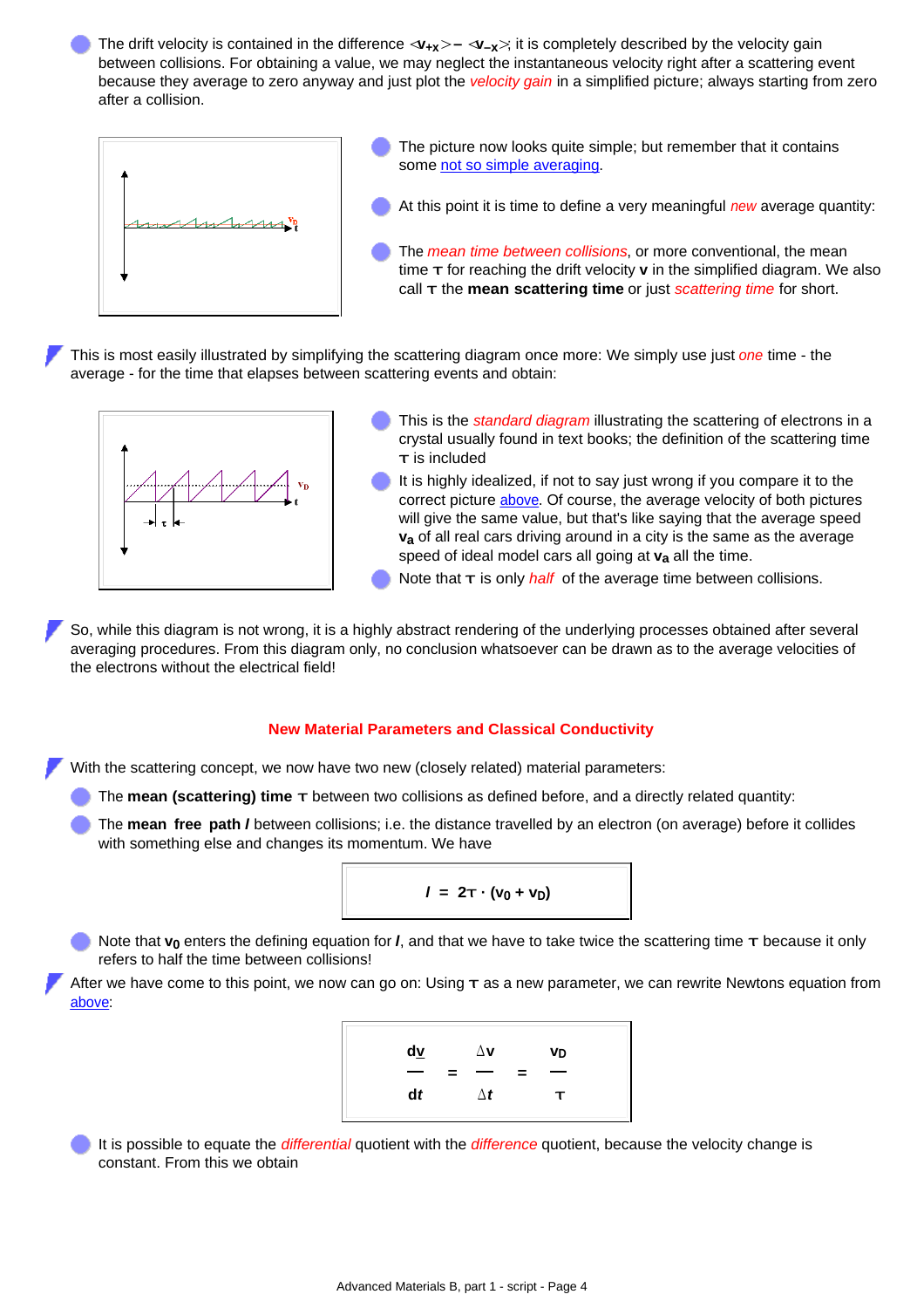- The drift velocity is contained in the difference $<v_{+x}> - <v_{-x}>$; it is completely described by the velocity gain between collisions. For obtaining a value, we may neglect the instantaneous velocity right after a scattering event because they average to zero anyway and just plot the *velocity gain* in a simplified picture; always starting from zero after a collision.

- The picture now looks quite simple; but remember that it contains some not so simple averaging.
- At this point it is time to define a very meaningful *new* average quantity:
- The *mean time between collisions*, or more conventional, the mean time $\tau$ for reaching the drift velocity **v** in the simplified diagram. We also call $\tau$ the **mean scattering time** or just *scattering time* for short.

This is most easily illustrated by simplifying the scattering diagram once more: We simply use just *one* time - the average - for the time that elapses between scattering events and obtain:

- This is the *standard diagram* illustrating the scattering of electrons in a crystal usually found in text books; the definition of the scattering time $\tau$ is included
- It is highly idealized, if not to say just wrong if you compare it to the correct picture above. Of course, the average velocity of both pictures will give the same value, but that's like saying that the average speed $\mathbf{v_a}$ of all real cars driving around in a city is the same as the average speed of ideal model cars all going at $\mathbf{v_a}$ all the time.
- Note that $\tau$ is only *half* of the average time between collisions.

So, while this diagram is not wrong, it is a highly abstract rendering of the underlying processes obtained after several averaging procedures. From this diagram only, no conclusion whatsoever can be drawn as to the average velocities of the electrons without the electrical field!

## New Material Parameters and Classical Conductivity

With the scattering concept, we now have two new (closely related) material parameters:

- The **mean (scattering) time** $\tau$ between two collisions as defined before, and a directly related quantity:
- The **mean free path *l*** between collisions; i.e. the distance travelled by an electron (on average) before it collides with something else and changes its momentum. We have

$$l = 2\tau \cdot (v_0 + v_D)$$

- Note that $\mathbf{v_0}$ enters the defining equation for ***l***, and that we have to take twice the scattering time $\tau$ because it only refers to half the time between collisions!

After we have come to this point, we now can go on: Using $\tau$ as a new parameter, we can rewrite Newtons equation from above:

$$\frac{dv}{dt} = \frac{\Delta v}{\Delta t} = \frac{v_D}{\tau}$$

- It is possible to equate the *differential* quotient with the *difference* quotient, because the velocity change is constant. From this we obtain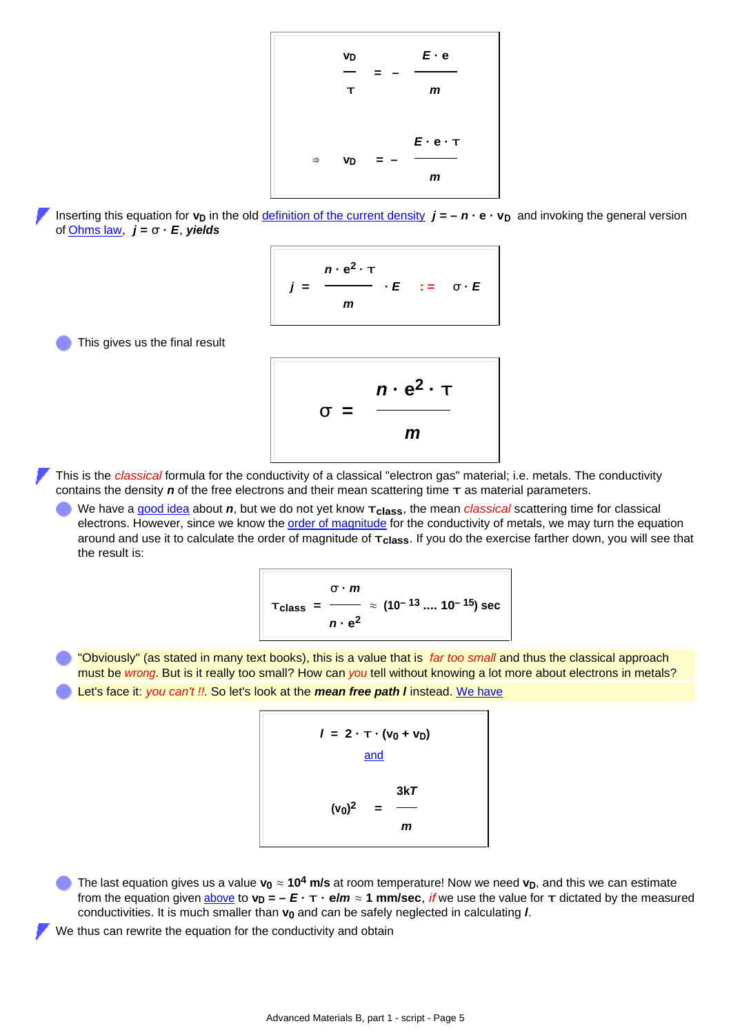$$\frac{v_D}{\tau} = -\frac{E \cdot e}{m}$$

$$\Rightarrow \quad v_D = -\frac{E \cdot e \cdot \tau}{m}$$

- Inserting this equation for $v_D$ in the old definition of the current density $j = -n \cdot e \cdot v_D$ and invoking the general version of Ohms law, $j = \sigma \cdot E$, *yields*

$$j = \frac{n \cdot e^2 \cdot \tau}{m} \cdot E \quad := \quad \sigma \cdot E$$

  - This gives us the final result

$$\sigma = \frac{n \cdot e^2 \cdot \tau}{m}$$

- This is the *classical* formula for the conductivity of a classical "electron gas" material; i.e. metals. The conductivity contains the density $n$ of the free electrons and their mean scattering time $\tau$ as material parameters.
  - We have a good idea about $n$, but we do not yet know $\tau_{class}$, the mean *classical* scattering time for classical electrons. However, since we know the order of magnitude for the conductivity of metals, we may turn the equation around and use it to calculate the order of magnitude of $\tau_{class}$. If you do the exercise farther down, you will see that the result is:

$$\tau_{class} = \frac{\sigma \cdot m}{n \cdot e^2} \approx (10^{-13} \ldots\ldots 10^{-15})\ \text{sec}$$

  - "Obviously" (as stated in many text books), this is a value that is *far too small* and thus the classical approach must be *wrong*. But is it really too small? How can *you* tell without knowing a lot more about electrons in metals?
  - Let's face it: *you can't !!*. So let's look at the ***mean free path l*** instead. We have

$$l = 2 \cdot \tau \cdot (v_0 + v_D)$$

and

$$(v_0)^2 = \frac{3kT}{m}$$

  - The last equation gives us a value $v_0 \approx 10^4$ **m/s** at room temperature! Now we need $v_D$, and this we can estimate from the equation given above to $v_D = -E \cdot \tau \cdot e/m \approx 1$ **mm/sec**, *if* we use the value for $\tau$ dictated by the measured conductivities. It is much smaller than $v_0$ and can be safely neglected in calculating $l$.
- We thus can rewrite the equation for the conductivity and obtain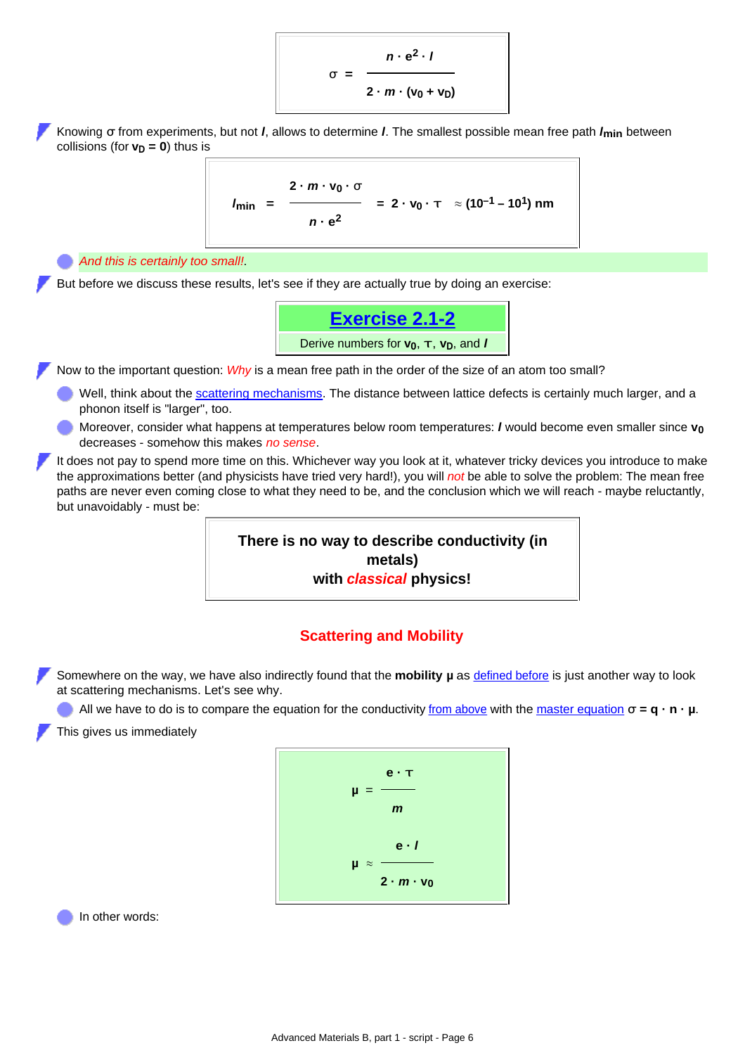$$\sigma = \frac{n \cdot e^2 \cdot l}{2 \cdot m \cdot (v_0 + v_D)}$$

- Knowing σ from experiments, but not ***l***, allows to determine ***l***. The smallest possible mean free path $l_{min}$ between collisions (for $v_D = 0$) thus is

$$l_{min} = \frac{2 \cdot m \cdot v_0 \cdot \sigma}{n \cdot e^2} = 2 \cdot v_0 \cdot \tau \approx (10^{-1} - 10^{1}) \text{ nm}$$

  - *And this is certainly too small!*.

- But before we discuss these results, let's see if they are actually true by doing an exercise:

**Exercise 2.1-2**

Derive numbers for $v_0$, τ, $v_D$, and ***l***

- Now to the important question: *Why* is a mean free path in the order of the size of an atom too small?
  - Well, think about the scattering mechanisms. The distance between lattice defects is certainly much larger, and a phonon itself is "larger", too.
  - Moreover, consider what happens at temperatures below room temperatures: ***l*** would become even smaller since $v_0$ decreases - somehow this makes *no sense*.

- It does not pay to spend more time on this. Whichever way you look at it, whatever tricky devices you introduce to make the approximations better (and physicists have tried very hard!), you will *not* be able to solve the problem: The mean free paths are never even coming close to what they need to be, and the conclusion which we will reach - maybe reluctantly, but unavoidably - must be:

**There is no way to describe conductivity (in metals) with *classical* physics!**

## Scattering and Mobility

- Somewhere on the way, we have also indirectly found that the **mobility μ** as defined before is just another way to look at scattering mechanisms. Let's see why.
  - All we have to do is to compare the equation for the conductivity from above with the master equation **σ = q · n · μ**.

- This gives us immediately

$$\mu = \frac{e \cdot \tau}{m}$$

$$\mu \approx \frac{e \cdot l}{2 \cdot m \cdot v_0}$$

  - In other words: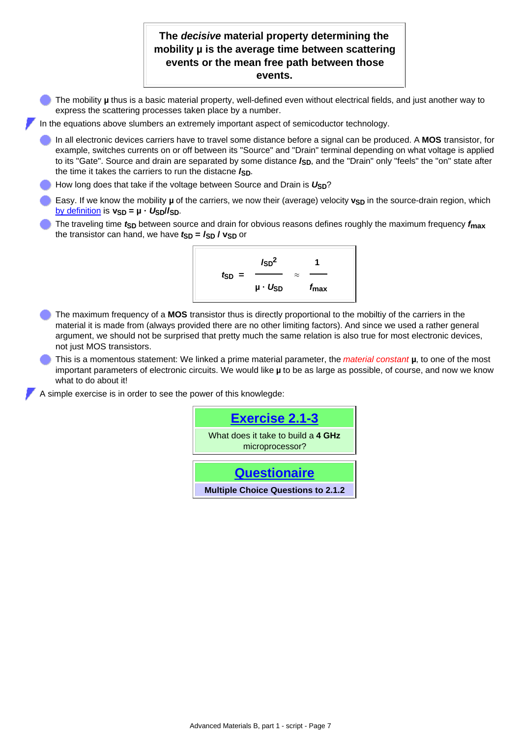**The *decisive* material property determining the mobility μ is the average time between scattering events or the mean free path between those events.**

- The mobility **μ** thus is a basic material property, well-defined even without electrical fields, and just another way to express the scattering processes taken place by a number.

In the equations above slumbers an extremely important aspect of semicoductor technology.

- In all electronic devices carriers have to travel some distance before a signal can be produced. A **MOS** transistor, for example, switches currents on or off between its "Source" and "Drain" terminal depending on what voltage is applied to its "Gate". Source and drain are separated by some distance $l_{SD}$, and the "Drain" only "feels" the "on" state after the time it takes the carriers to run the distacne $l_{SD}$.
- How long does that take if the voltage between Source and Drain is $U_{SD}$?
- Easy. If we know the mobility **μ** of the carriers, we now their (average) velocity $v_{SD}$ in the source-drain region, which by definition is $v_{SD} = \mu \cdot U_{SD}/l_{SD}$.
- The traveling time $t_{SD}$ between source and drain for obvious reasons defines roughly the maximum frequency $f_{max}$ the transistor can hand, we have $t_{SD} = l_{SD} / v_{SD}$ or

$$t_{SD} = \frac{l_{SD}^2}{\mu \cdot U_{SD}} \approx \frac{1}{f_{max}}$$

- The maximum frequency of a **MOS** transistor thus is directly proportional to the mobiltiy of the carriers in the material it is made from (always provided there are no other limiting factors). And since we used a rather general argument, we should not be surprised that pretty much the same relation is also true for most electronic devices, not just MOS transistors.
- This is a momentous statement: We linked a prime material parameter, the *material constant* **μ**, to one of the most important parameters of electronic circuits. We would like **μ** to be as large as possible, of course, and now we know what to do about it!

A simple exercise is in order to see the power of this knowlegde:

**Exercise 2.1-3**

What does it take to build a **4 GHz** microprocessor?

**Questionaire**

**Multiple Choice Questions to 2.1.2**